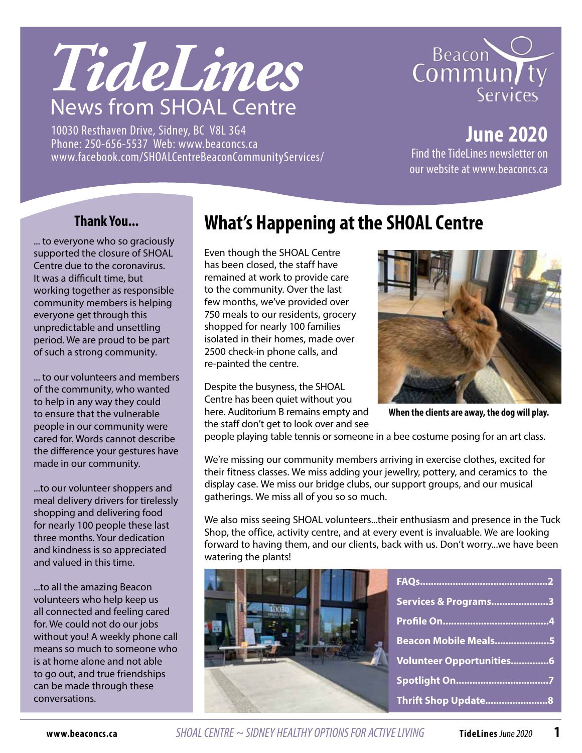# TideLines

## News from SHOAL Centre

10030 Resthaven Drive, Sidney, BC V8L 3G4
Phone: 250-656-5537 Web: www.beaconcs.ca
www.facebook.com/SHOALCentreBeaconCommunityServices/

Beacon Community Services

**June 2020**

Find the TideLines newsletter on our website at www.beaconcs.ca

### Thank You...

... to everyone who so graciously supported the closure of SHOAL Centre due to the coronavirus. It was a difficult time, but working together as responsible community members is helping everyone get through this unpredictable and unsettling period. We are proud to be part of such a strong community.

... to our volunteers and members of the community, who wanted to help in any way they could to ensure that the vulnerable people in our community were cared for. Words cannot describe the difference your gestures have made in our community.

...to our volunteer shoppers and meal delivery drivers for tirelessly shopping and delivering food for nearly 100 people these last three months. Your dedication and kindness is so appreciated and valued in this time.

...to all the amazing Beacon volunteers who help keep us all connected and feeling cared for. We could not do our jobs without you! A weekly phone call means so much to someone who is at home alone and not able to go out, and true friendships can be made through these conversations.

## What's Happening at the SHOAL Centre

Even though the SHOAL Centre has been closed, the staff have remained at work to provide care to the community. Over the last few months, we've provided over 750 meals to our residents, grocery shopped for nearly 100 families isolated in their homes, made over 2500 check-in phone calls, and re-painted the centre.

**When the clients are away, the dog will play.**

Despite the busyness, the SHOAL Centre has been quiet without you here. Auditorium B remains empty and the staff don't get to look over and see people playing table tennis or someone in a bee costume posing for an art class.

We're missing our community members arriving in exercise clothes, excited for their fitness classes. We miss adding your jewellry, pottery, and ceramics to the display case. We miss our bridge clubs, our support groups, and our musical gatherings. We miss all of you so so much.

We also miss seeing SHOAL volunteers...their enthusiasm and presence in the Tuck Shop, the office, activity centre, and at every event is invaluable. We are looking forward to having them, and our clients, back with us. Don't worry...we have been watering the plants!

- **FAQs** .... 2
- **Services & Programs** .... 3
- **Profile On** .... 4
- **Beacon Mobile Meals** .... 5
- **Volunteer Opportunities** .... 6
- **Spotlight On** .... 7
- **Thrift Shop Update** .... 8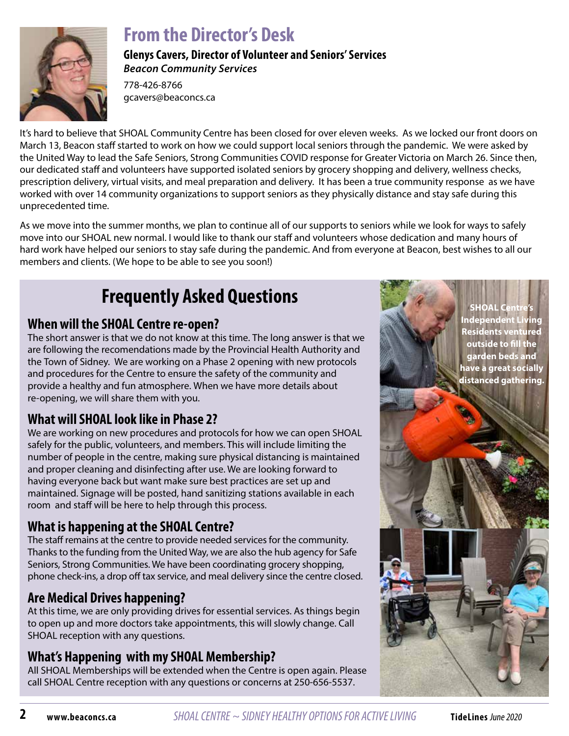# From the Director's Desk

**Glenys Cavers, Director of Volunteer and Seniors' Services**
***Beacon Community Services***
778-426-8766
gcavers@beaconcs.ca

It's hard to believe that SHOAL Community Centre has been closed for over eleven weeks. As we locked our front doors on March 13, Beacon staff started to work on how we could support local seniors through the pandemic. We were asked by the United Way to lead the Safe Seniors, Strong Communities COVID response for Greater Victoria on March 26. Since then, our dedicated staff and volunteers have supported isolated seniors by grocery shopping and delivery, wellness checks, prescription delivery, virtual visits, and meal preparation and delivery. It has been a true community response as we have worked with over 14 community organizations to support seniors as they physically distance and stay safe during this unprecedented time.

As we move into the summer months, we plan to continue all of our supports to seniors while we look for ways to safely move into our SHOAL new normal. I would like to thank our staff and volunteers whose dedication and many hours of hard work have helped our seniors to stay safe during the pandemic. And from everyone at Beacon, best wishes to all our members and clients. (We hope to be able to see you soon!)

## Frequently Asked Questions

### When will the SHOAL Centre re-open?

The short answer is that we do not know at this time. The long answer is that we are following the recomendations made by the Provincial Health Authority and the Town of Sidney. We are working on a Phase 2 opening with new protocols and procedures for the Centre to ensure the safety of the community and provide a healthy and fun atmosphere. When we have more details about re-opening, we will share them with you.

### What will SHOAL look like in Phase 2?

We are working on new procedures and protocols for how we can open SHOAL safely for the public, volunteers, and members. This will include limiting the number of people in the centre, making sure physical distancing is maintained and proper cleaning and disinfecting after use. We are looking forward to having everyone back but want make sure best practices are set up and maintained. Signage will be posted, hand sanitizing stations available in each room and staff will be here to help through this process.

### What is happening at the SHOAL Centre?

The staff remains at the centre to provide needed services for the community. Thanks to the funding from the United Way, we are also the hub agency for Safe Seniors, Strong Communities. We have been coordinating grocery shopping, phone check-ins, a drop off tax service, and meal delivery since the centre closed.

### Are Medical Drives happening?

At this time, we are only providing drives for essential services. As things begin to open up and more doctors take appointments, this will slowly change. Call SHOAL reception with any questions.

### What's Happening with my SHOAL Membership?

All SHOAL Memberships will be extended when the Centre is open again. Please call SHOAL Centre reception with any questions or concerns at 250-656-5537.

**SHOAL Centre's Independent Living Residents ventured outside to fill the garden beds and have a great socially distanced gathering.**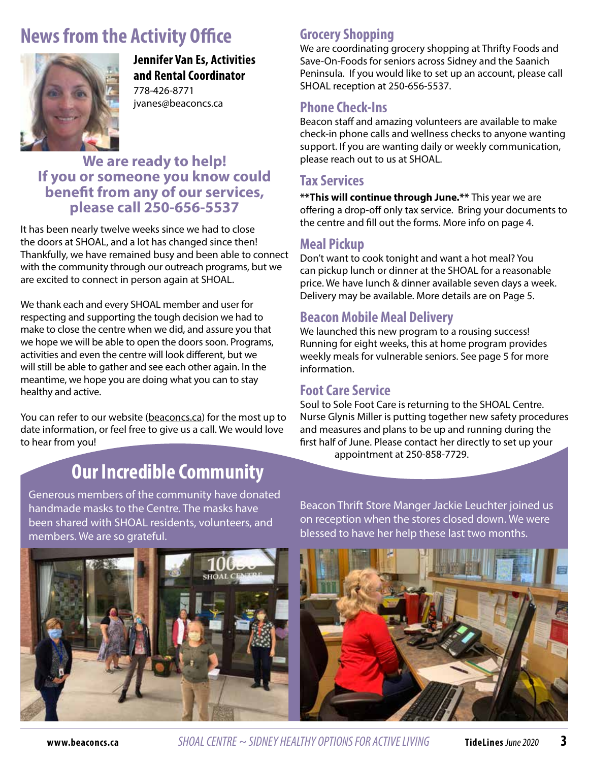# News from the Activity Office

**Jennifer Van Es, Activities and Rental Coordinator**
778-426-8771
jvanes@beaconcs.ca

### We are ready to help! If you or someone you know could benefit from any of our services, please call 250-656-5537

It has been nearly twelve weeks since we had to close the doors at SHOAL, and a lot has changed since then! Thankfully, we have remained busy and been able to connect with the community through our outreach programs, but we are excited to connect in person again at SHOAL.

We thank each and every SHOAL member and user for respecting and supporting the tough decision we had to make to close the centre when we did, and assure you that we hope we will be able to open the doors soon. Programs, activities and even the centre will look different, but we will still be able to gather and see each other again. In the meantime, we hope you are doing what you can to stay healthy and active.

You can refer to our website (beaconcs.ca) for the most up to date information, or feel free to give us a call. We would love to hear from you!

## Grocery Shopping

We are coordinating grocery shopping at Thrifty Foods and Save-On-Foods for seniors across Sidney and the Saanich Peninsula. If you would like to set up an account, please call SHOAL reception at 250-656-5537.

## Phone Check-Ins

Beacon staff and amazing volunteers are available to make check-in phone calls and wellness checks to anyone wanting support. If you are wanting daily or weekly communication, please reach out to us at SHOAL.

## Tax Services

**\*\*This will continue through June.\*\*** This year we are offering a drop-off only tax service. Bring your documents to the centre and fill out the forms. More info on page 4.

## Meal Pickup

Don't want to cook tonight and want a hot meal? You can pickup lunch or dinner at the SHOAL for a reasonable price. We have lunch & dinner available seven days a week. Delivery may be available. More details are on Page 5.

## Beacon Mobile Meal Delivery

We launched this new program to a rousing success! Running for eight weeks, this at home program provides weekly meals for vulnerable seniors. See page 5 for more information.

## Foot Care Service

Soul to Sole Foot Care is returning to the SHOAL Centre. Nurse Glynis Miller is putting together new safety procedures and measures and plans to be up and running during the first half of June. Please contact her directly to set up your appointment at 250-858-7729.

# Our Incredible Community

Generous members of the community have donated handmade masks to the Centre. The masks have been shared with SHOAL residents, volunteers, and members. We are so grateful.

Beacon Thrift Store Manger Jackie Leuchter joined us on reception when the stores closed down. We were blessed to have her help these last two months.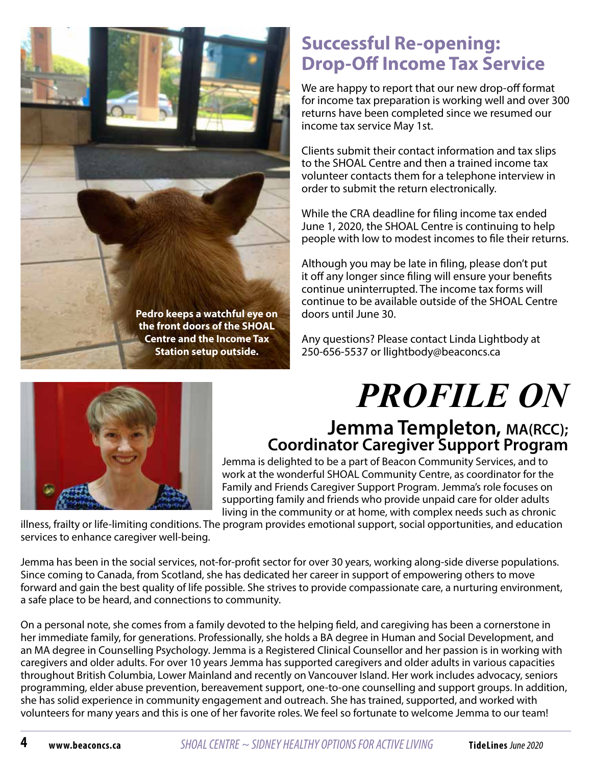Pedro keeps a watchful eye on the front doors of the SHOAL Centre and the Income Tax Station setup outside.

## Successful Re-opening: Drop-Off Income Tax Service

We are happy to report that our new drop-off format for income tax preparation is working well and over 300 returns have been completed since we resumed our income tax service May 1st.

Clients submit their contact information and tax slips to the SHOAL Centre and then a trained income tax volunteer contacts them for a telephone interview in order to submit the return electronically.

While the CRA deadline for filing income tax ended June 1, 2020, the SHOAL Centre is continuing to help people with low to modest incomes to file their returns.

Although you may be late in filing, please don't put it off any longer since filing will ensure your benefits continue uninterrupted. The income tax forms will continue to be available outside of the SHOAL Centre doors until June 30.

Any questions? Please contact Linda Lightbody at 250-656-5537 or llightbody@beaconcs.ca

# *PROFILE ON*

## Jemma Templeton, MA(RCC); Coordinator Caregiver Support Program

Jemma is delighted to be a part of Beacon Community Services, and to work at the wonderful SHOAL Community Centre, as coordinator for the Family and Friends Caregiver Support Program. Jemma's role focuses on supporting family and friends who provide unpaid care for older adults living in the community or at home, with complex needs such as chronic illness, frailty or life-limiting conditions. The program provides emotional support, social opportunities, and education services to enhance caregiver well-being.

Jemma has been in the social services, not-for-profit sector for over 30 years, working along-side diverse populations. Since coming to Canada, from Scotland, she has dedicated her career in support of empowering others to move forward and gain the best quality of life possible. She strives to provide compassionate care, a nurturing environment, a safe place to be heard, and connections to community.

On a personal note, she comes from a family devoted to the helping field, and caregiving has been a cornerstone in her immediate family, for generations. Professionally, she holds a BA degree in Human and Social Development, and an MA degree in Counselling Psychology. Jemma is a Registered Clinical Counsellor and her passion is in working with caregivers and older adults. For over 10 years Jemma has supported caregivers and older adults in various capacities throughout British Columbia, Lower Mainland and recently on Vancouver Island. Her work includes advocacy, seniors programming, elder abuse prevention, bereavement support, one-to-one counselling and support groups. In addition, she has solid experience in community engagement and outreach. She has trained, supported, and worked with volunteers for many years and this is one of her favorite roles. We feel so fortunate to welcome Jemma to our team!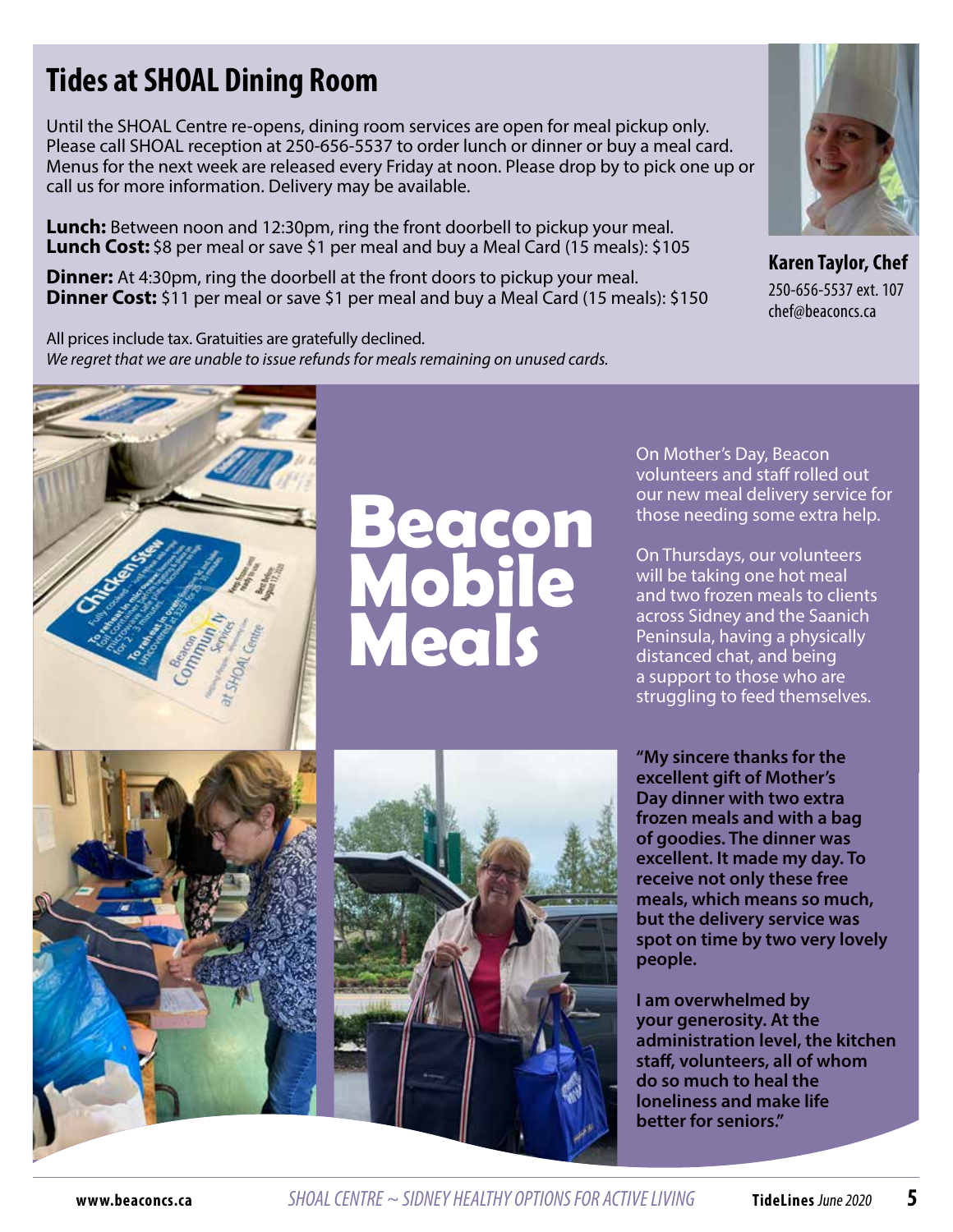## Tides at SHOAL Dining Room

Until the SHOAL Centre re-opens, dining room services are open for meal pickup only. Please call SHOAL reception at 250-656-5537 to order lunch or dinner or buy a meal card. Menus for the next week are released every Friday at noon. Please drop by to pick one up or call us for more information. Delivery may be available.

**Lunch:** Between noon and 12:30pm, ring the front doorbell to pickup your meal.
**Lunch Cost:** $8 per meal or save $1 per meal and buy a Meal Card (15 meals): $105

**Dinner:** At 4:30pm, ring the doorbell at the front doors to pickup your meal.
**Dinner Cost:** $11 per meal or save $1 per meal and buy a Meal Card (15 meals): $150

All prices include tax. Gratuities are gratefully declined.
*We regret that we are unable to issue refunds for meals remaining on unused cards.*

**Karen Taylor, Chef**
250-656-5537 ext. 107
chef@beaconcs.ca

# Beacon Mobile Meals

On Mother's Day, Beacon volunteers and staff rolled out our new meal delivery service for those needing some extra help.

On Thursdays, our volunteers will be taking one hot meal and two frozen meals to clients across Sidney and the Saanich Peninsula, having a physically distanced chat, and being a support to those who are struggling to feed themselves.

**"My sincere thanks for the excellent gift of Mother's Day dinner with two extra frozen meals and with a bag of goodies. The dinner was excellent. It made my day. To receive not only these free meals, which means so much, but the delivery service was spot on time by two very lovely people.**

**I am overwhelmed by your generosity. At the administration level, the kitchen staff, volunteers, all of whom do so much to heal the loneliness and make life better for seniors."**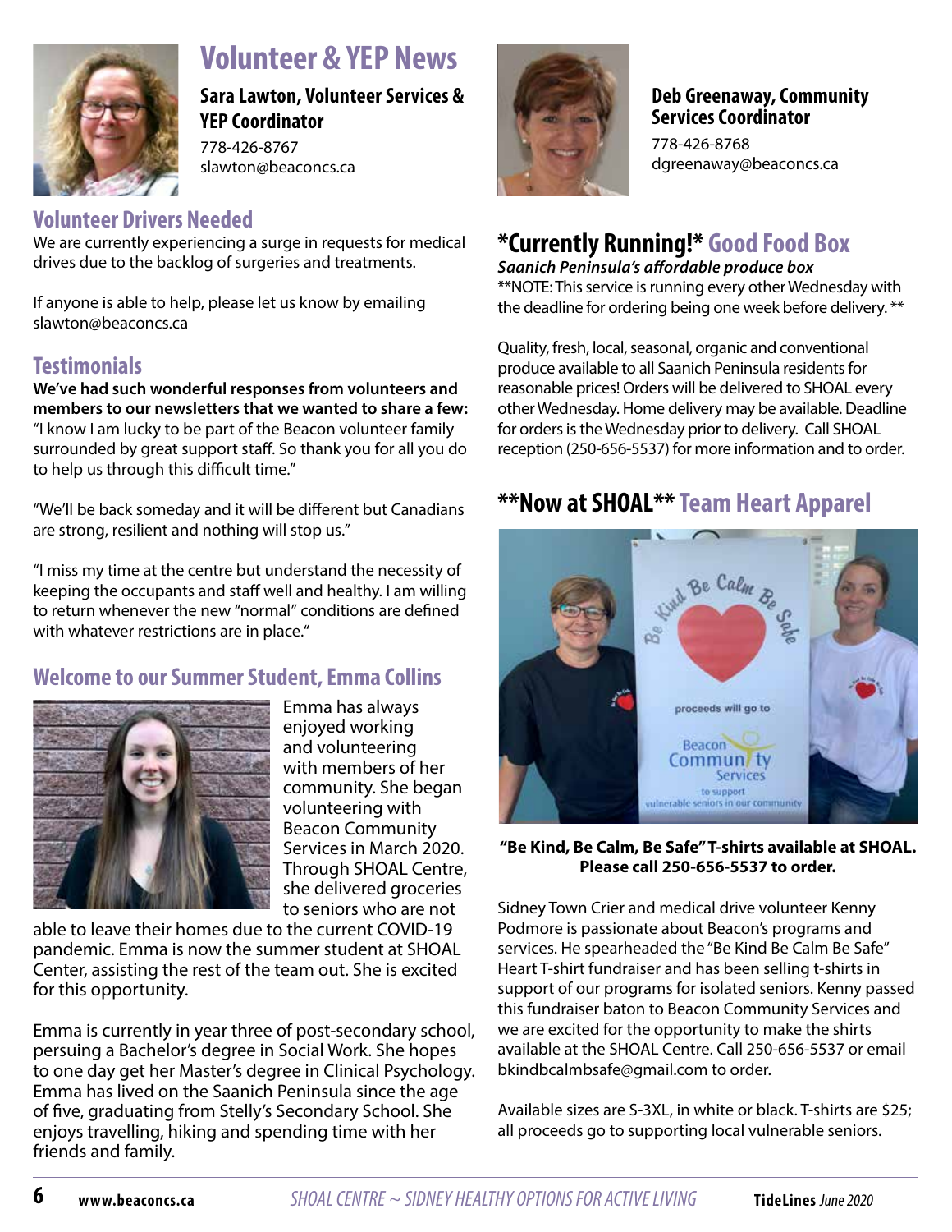# Volunteer & YEP News

**Sara Lawton, Volunteer Services & YEP Coordinator**
778-426-8767
slawton@beaconcs.ca

## Volunteer Drivers Needed

We are currently experiencing a surge in requests for medical drives due to the backlog of surgeries and treatments.

If anyone is able to help, please let us know by emailing slawton@beaconcs.ca

## Testimonials

**We've had such wonderful responses from volunteers and members to our newsletters that we wanted to share a few:**
"I know I am lucky to be part of the Beacon volunteer family surrounded by great support staff. So thank you for all you do to help us through this difficult time."

"We'll be back someday and it will be different but Canadians are strong, resilient and nothing will stop us."

"I miss my time at the centre but understand the necessity of keeping the occupants and staff well and healthy. I am willing to return whenever the new "normal" conditions are defined with whatever restrictions are in place."

## Welcome to our Summer Student, Emma Collins

Emma has always enjoyed working and volunteering with members of her community. She began volunteering with Beacon Community Services in March 2020. Through SHOAL Centre, she delivered groceries to seniors who are not able to leave their homes due to the current COVID-19 pandemic. Emma is now the summer student at SHOAL Center, assisting the rest of the team out. She is excited for this opportunity.

Emma is currently in year three of post-secondary school, persuing a Bachelor's degree in Social Work. She hopes to one day get her Master's degree in Clinical Psychology. Emma has lived on the Saanich Peninsula since the age of five, graduating from Stelly's Secondary School. She enjoys travelling, hiking and spending time with her friends and family.

**Deb Greenaway, Community Services Coordinator**
778-426-8768
dgreenaway@beaconcs.ca

## *Currently Running!* Good Food Box

***Saanich Peninsula's affordable produce box***
**NOTE: This service is running every other Wednesday with the deadline for ordering being one week before delivery. **

Quality, fresh, local, seasonal, organic and conventional produce available to all Saanich Peninsula residents for reasonable prices! Orders will be delivered to SHOAL every other Wednesday. Home delivery may be available. Deadline for orders is the Wednesday prior to delivery. Call SHOAL reception (250-656-5537) for more information and to order.

## **Now at SHOAL** Team Heart Apparel

**"Be Kind, Be Calm, Be Safe" T-shirts available at SHOAL. Please call 250-656-5537 to order.**

Sidney Town Crier and medical drive volunteer Kenny Podmore is passionate about Beacon's programs and services. He spearheaded the "Be Kind Be Calm Be Safe" Heart T-shirt fundraiser and has been selling t-shirts in support of our programs for isolated seniors. Kenny passed this fundraiser baton to Beacon Community Services and we are excited for the opportunity to make the shirts available at the SHOAL Centre. Call 250-656-5537 or email bkindbcalmbsafe@gmail.com to order.

Available sizes are S-3XL, in white or black. T-shirts are $25; all proceeds go to supporting local vulnerable seniors.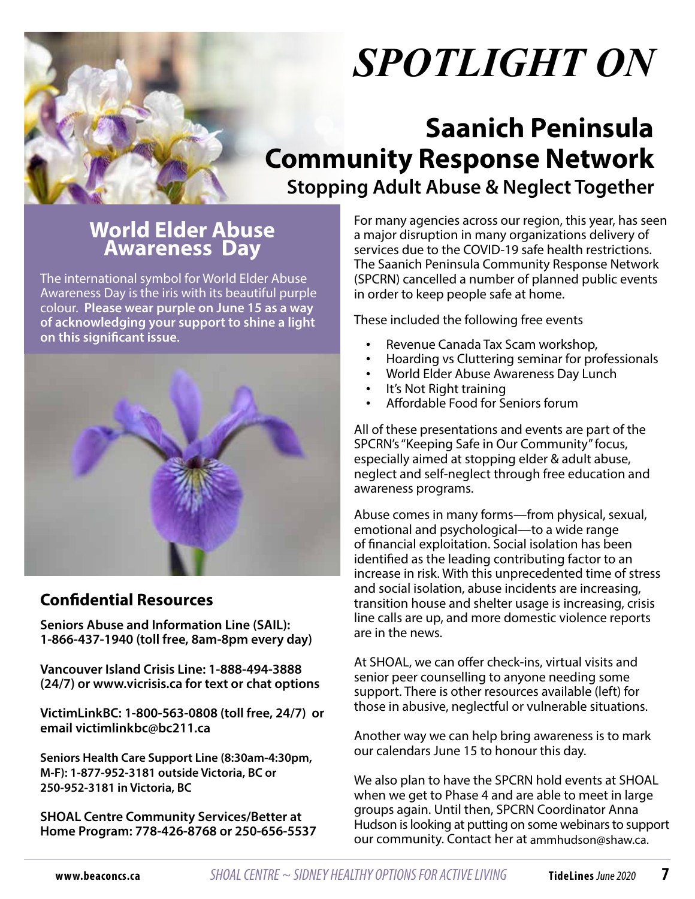# *SPOTLIGHT ON*

## Saanich Peninsula Community Response Network

### Stopping Adult Abuse & Neglect Together

## World Elder Abuse Awareness Day

The international symbol for World Elder Abuse Awareness Day is the iris with its beautiful purple colour. **Please wear purple on June 15 as a way of acknowledging your support to shine a light on this significant issue.**

### Confidential Resources

**Seniors Abuse and Information Line (SAIL): 1-866-437-1940 (toll free, 8am-8pm every day)**

**Vancouver Island Crisis Line: 1-888-494-3888 (24/7) or www.vicrisis.ca for text or chat options**

**VictimLinkBC: 1-800-563-0808 (toll free, 24/7) or email victimlinkbc@bc211.ca**

**Seniors Health Care Support Line (8:30am-4:30pm, M-F): 1-877-952-3181 outside Victoria, BC or 250-952-3181 in Victoria, BC**

**SHOAL Centre Community Services/Better at Home Program: 778-426-8768 or 250-656-5537**

For many agencies across our region, this year, has seen a major disruption in many organizations delivery of services due to the COVID-19 safe health restrictions. The Saanich Peninsula Community Response Network (SPCRN) cancelled a number of planned public events in order to keep people safe at home.

These included the following free events

- Revenue Canada Tax Scam workshop,
- Hoarding vs Cluttering seminar for professionals
- World Elder Abuse Awareness Day Lunch
- It's Not Right training
- Affordable Food for Seniors forum

All of these presentations and events are part of the SPCRN's "Keeping Safe in Our Community" focus, especially aimed at stopping elder & adult abuse, neglect and self-neglect through free education and awareness programs.

Abuse comes in many forms—from physical, sexual, emotional and psychological—to a wide range of financial exploitation. Social isolation has been identified as the leading contributing factor to an increase in risk. With this unprecedented time of stress and social isolation, abuse incidents are increasing, transition house and shelter usage is increasing, crisis line calls are up, and more domestic violence reports are in the news.

At SHOAL, we can offer check-ins, virtual visits and senior peer counselling to anyone needing some support. There is other resources available (left) for those in abusive, neglectful or vulnerable situations.

Another way we can help bring awareness is to mark our calendars June 15 to honour this day.

We also plan to have the SPCRN hold events at SHOAL when we get to Phase 4 and are able to meet in large groups again. Until then, SPCRN Coordinator Anna Hudson is looking at putting on some webinars to support our community. Contact her at ammhudson@shaw.ca.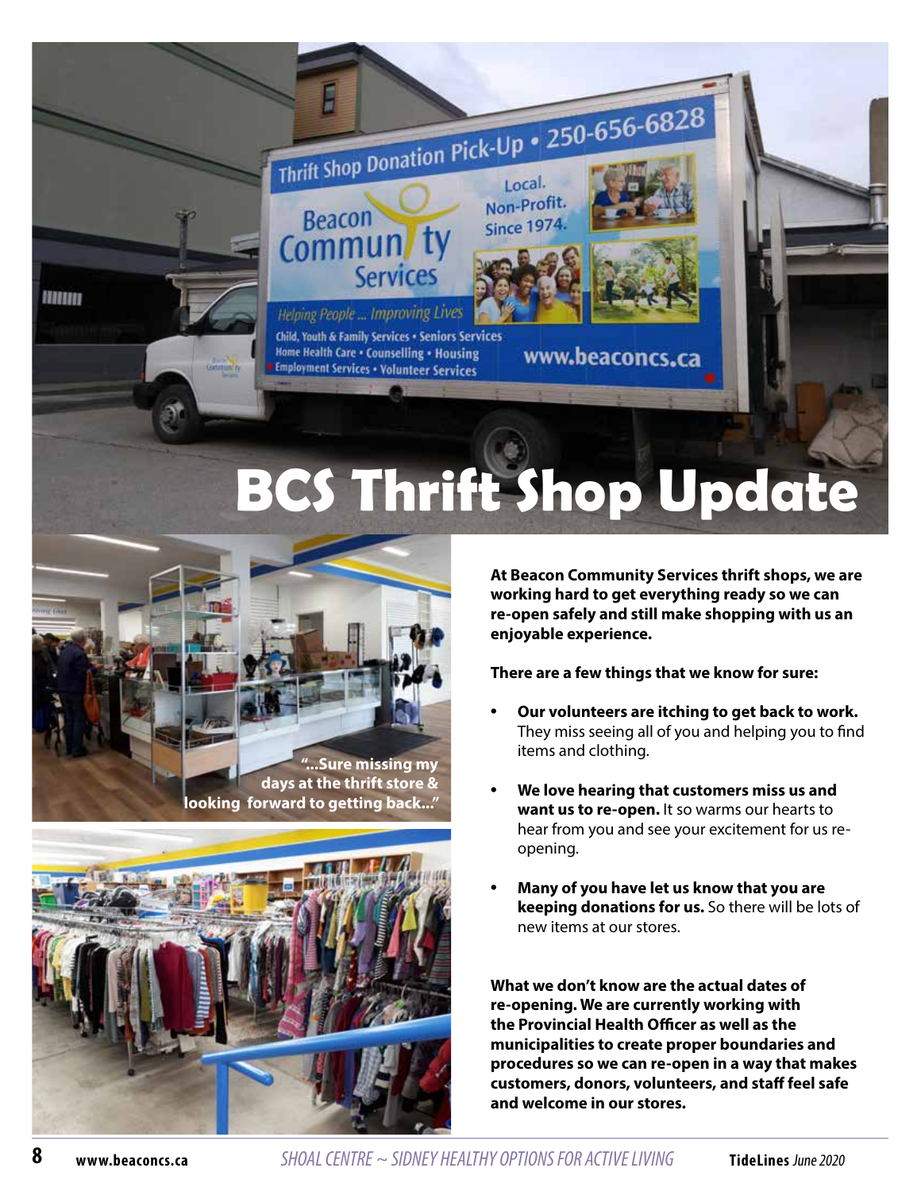# BCS Thrift Shop Update

"...Sure missing my days at the thrift store & looking forward to getting back..."

**At Beacon Community Services thrift shops, we are working hard to get everything ready so we can re-open safely and still make shopping with us an enjoyable experience.**

**There are a few things that we know for sure:**

- **Our volunteers are itching to get back to work.** They miss seeing all of you and helping you to find items and clothing.
- **We love hearing that customers miss us and want us to re-open.** It so warms our hearts to hear from you and see your excitement for us re-opening.
- **Many of you have let us know that you are keeping donations for us.** So there will be lots of new items at our stores.

**What we don't know are the actual dates of re-opening. We are currently working with the Provincial Health Officer as well as the municipalities to create proper boundaries and procedures so we can re-open in a way that makes customers, donors, volunteers, and staff feel safe and welcome in our stores.**